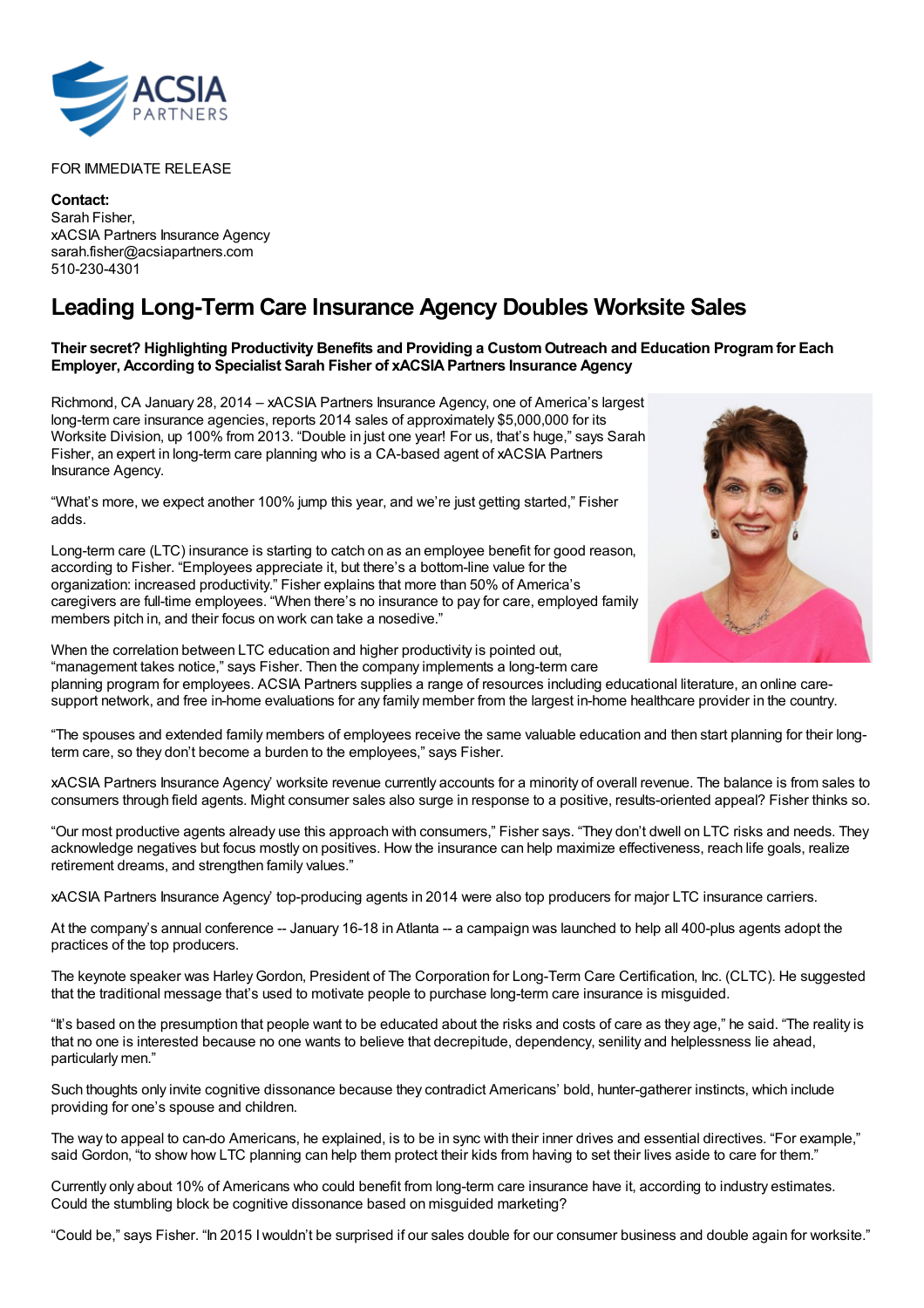FOR IMMEDIATE RELEASE

**Contact:**
Sarah Fisher,
xACSIA Partners Insurance Agency
sarah.fisher@acsiapartners.com
510-230-4301

# Leading Long-Term Care Insurance Agency Doubles Worksite Sales

**Their secret? Highlighting Productivity Benefits and Providing a Custom Outreach and Education Program for Each Employer, According to Specialist Sarah Fisher of xACSIA Partners Insurance Agency**

Richmond, CA January 28, 2014 – xACSIA Partners Insurance Agency, one of America's largest long-term care insurance agencies, reports 2014 sales of approximately $5,000,000 for its Worksite Division, up 100% from 2013. "Double in just one year! For us, that's huge," says Sarah Fisher, an expert in long-term care planning who is a CA-based agent of xACSIA Partners Insurance Agency.

"What's more, we expect another 100% jump this year, and we're just getting started," Fisher adds.

Long-term care (LTC) insurance is starting to catch on as an employee benefit for good reason, according to Fisher. "Employees appreciate it, but there's a bottom-line value for the organization: increased productivity." Fisher explains that more than 50% of America's caregivers are full-time employees. "When there's no insurance to pay for care, employed family members pitch in, and their focus on work can take a nosedive."

When the correlation between LTC education and higher productivity is pointed out, "management takes notice," says Fisher. Then the company implements a long-term care planning program for employees. ACSIA Partners supplies a range of resources including educational literature, an online care-support network, and free in-home evaluations for any family member from the largest in-home healthcare provider in the country.

"The spouses and extended family members of employees receive the same valuable education and then start planning for their long-term care, so they don't become a burden to the employees," says Fisher.

xACSIA Partners Insurance Agency' worksite revenue currently accounts for a minority of overall revenue. The balance is from sales to consumers through field agents. Might consumer sales also surge in response to a positive, results-oriented appeal? Fisher thinks so.

"Our most productive agents already use this approach with consumers," Fisher says. "They don't dwell on LTC risks and needs. They acknowledge negatives but focus mostly on positives. How the insurance can help maximize effectiveness, reach life goals, realize retirement dreams, and strengthen family values."

xACSIA Partners Insurance Agency' top-producing agents in 2014 were also top producers for major LTC insurance carriers.

At the company's annual conference -- January 16-18 in Atlanta -- a campaign was launched to help all 400-plus agents adopt the practices of the top producers.

The keynote speaker was Harley Gordon, President of The Corporation for Long-Term Care Certification, Inc. (CLTC). He suggested that the traditional message that's used to motivate people to purchase long-term care insurance is misguided.

"It's based on the presumption that people want to be educated about the risks and costs of care as they age," he said. "The reality is that no one is interested because no one wants to believe that decrepitude, dependency, senility and helplessness lie ahead, particularly men."

Such thoughts only invite cognitive dissonance because they contradict Americans' bold, hunter-gatherer instincts, which include providing for one's spouse and children.

The way to appeal to can-do Americans, he explained, is to be in sync with their inner drives and essential directives. "For example," said Gordon, "to show how LTC planning can help them protect their kids from having to set their lives aside to care for them."

Currently only about 10% of Americans who could benefit from long-term care insurance have it, according to industry estimates. Could the stumbling block be cognitive dissonance based on misguided marketing?

"Could be," says Fisher. "In 2015 I wouldn't be surprised if our sales double for our consumer business and double again for worksite."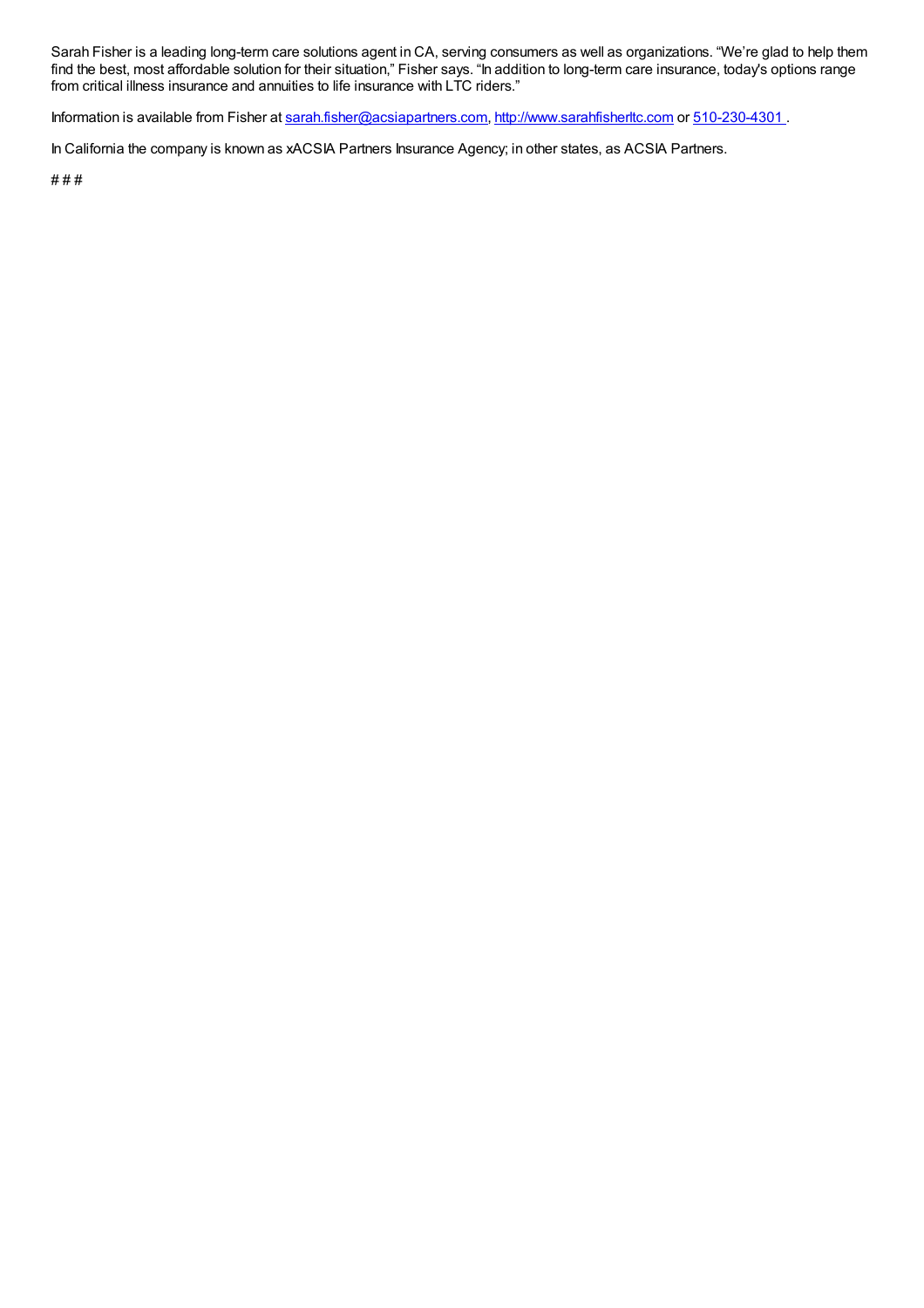Sarah Fisher is a leading long-term care solutions agent in CA, serving consumers as well as organizations. “We’re glad to help them find the best, most affordable solution for their situation,” Fisher says. “In addition to long-term care insurance, today's options range from critical illness insurance and annuities to life insurance with LTC riders.”

Information is available from Fisher at sarah.fisher@acsiapartners.com, http://www.sarahfisherltc.com or 510-230-4301 .

In California the company is known as xACSIA Partners Insurance Agency; in other states, as ACSIA Partners.

# # #